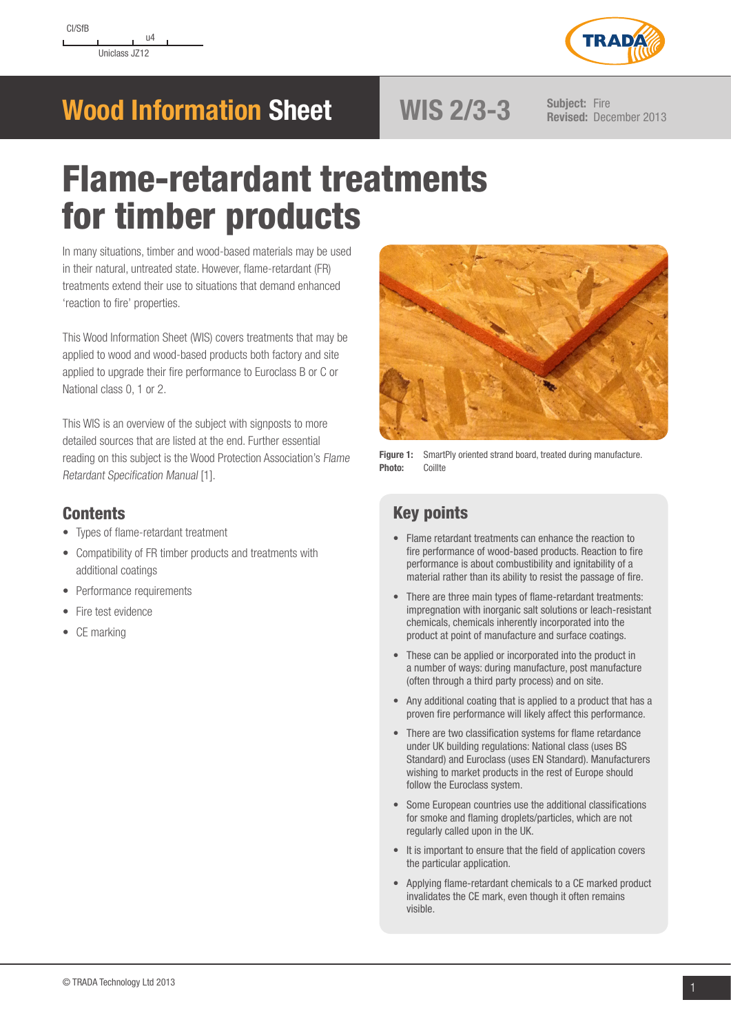CI/SfB u4

Uniclass JZ12

Wood Information Sheet

WIS 2/3-3

**Subject:** Fire
**Revised:** December 2013

# Flame-retardant treatments for timber products

In many situations, timber and wood-based materials may be used in their natural, untreated state. However, flame-retardant (FR) treatments extend their use to situations that demand enhanced 'reaction to fire' properties.

This Wood Information Sheet (WIS) covers treatments that may be applied to wood and wood-based products both factory and site applied to upgrade their fire performance to Euroclass B or C or National class 0, 1 or 2.

This WIS is an overview of the subject with signposts to more detailed sources that are listed at the end. Further essential reading on this subject is the Wood Protection Association's *Flame Retardant Specification Manual* [1].

**Figure 1:** SmartPly oriented strand board, treated during manufacture.
**Photo:** Coillte

## Contents

- Types of flame-retardant treatment
- Compatibility of FR timber products and treatments with additional coatings
- Performance requirements
- Fire test evidence
- CE marking

## Key points

- Flame retardant treatments can enhance the reaction to fire performance of wood-based products. Reaction to fire performance is about combustibility and ignitability of a material rather than its ability to resist the passage of fire.
- There are three main types of flame-retardant treatments: impregnation with inorganic salt solutions or leach-resistant chemicals, chemicals inherently incorporated into the product at point of manufacture and surface coatings.
- These can be applied or incorporated into the product in a number of ways: during manufacture, post manufacture (often through a third party process) and on site.
- Any additional coating that is applied to a product that has a proven fire performance will likely affect this performance.
- There are two classification systems for flame retardance under UK building regulations: National class (uses BS Standard) and Euroclass (uses EN Standard). Manufacturers wishing to market products in the rest of Europe should follow the Euroclass system.
- Some European countries use the additional classifications for smoke and flaming droplets/particles, which are not regularly called upon in the UK.
- It is important to ensure that the field of application covers the particular application.
- Applying flame-retardant chemicals to a CE marked product invalidates the CE mark, even though it often remains visible.

© TRADA Technology Ltd 2013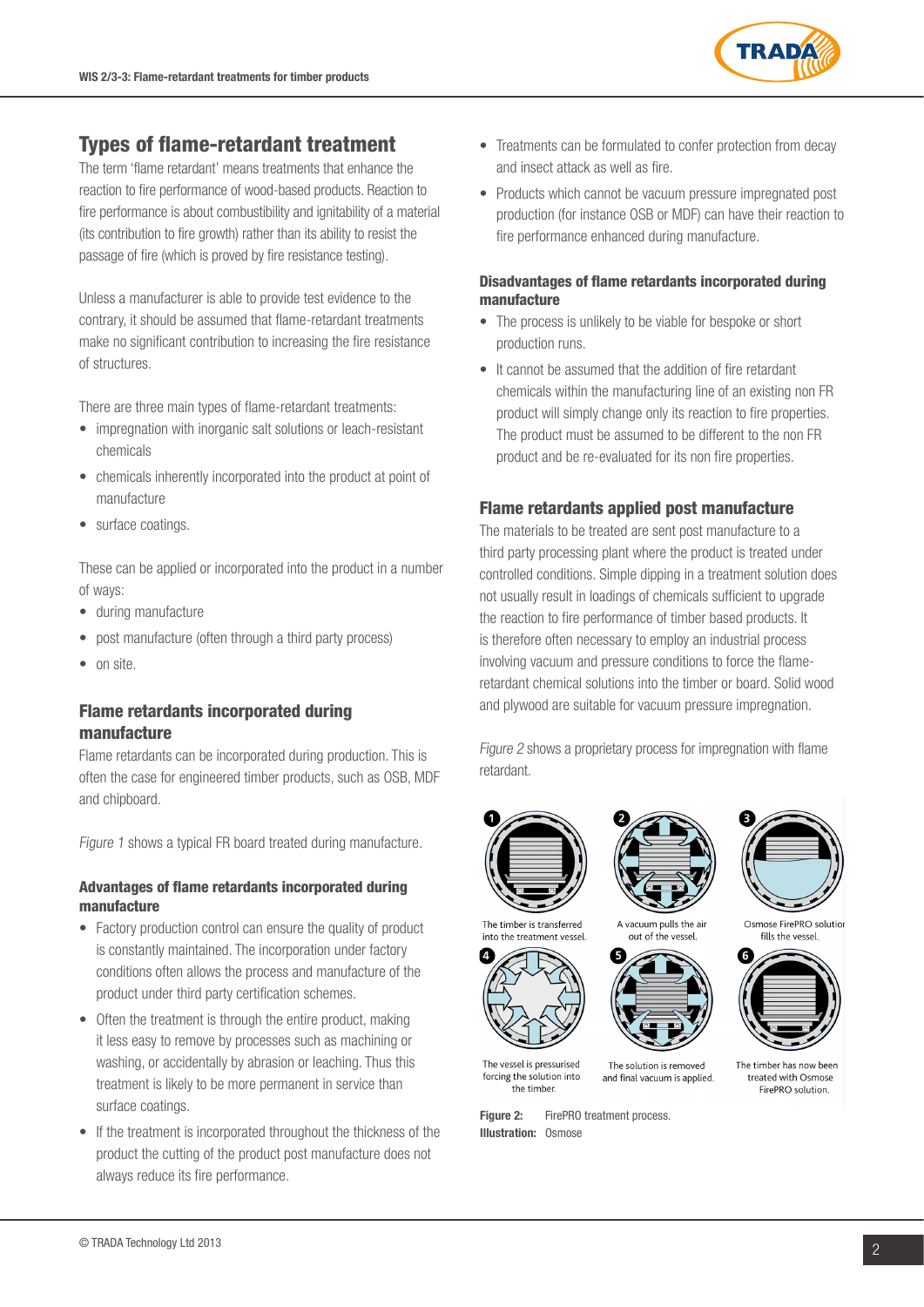## Types of flame-retardant treatment

The term 'flame retardant' means treatments that enhance the reaction to fire performance of wood-based products. Reaction to fire performance is about combustibility and ignitability of a material (its contribution to fire growth) rather than its ability to resist the passage of fire (which is proved by fire resistance testing).

Unless a manufacturer is able to provide test evidence to the contrary, it should be assumed that flame-retardant treatments make no significant contribution to increasing the fire resistance of structures.

There are three main types of flame-retardant treatments:

- impregnation with inorganic salt solutions or leach-resistant chemicals
- chemicals inherently incorporated into the product at point of manufacture
- surface coatings.

These can be applied or incorporated into the product in a number of ways:

- during manufacture
- post manufacture (often through a third party process)
- on site.

### Flame retardants incorporated during manufacture

Flame retardants can be incorporated during production. This is often the case for engineered timber products, such as OSB, MDF and chipboard.

*Figure 1* shows a typical FR board treated during manufacture.

#### Advantages of flame retardants incorporated during manufacture

- Factory production control can ensure the quality of product is constantly maintained. The incorporation under factory conditions often allows the process and manufacture of the product under third party certification schemes.
- Often the treatment is through the entire product, making it less easy to remove by processes such as machining or washing, or accidentally by abrasion or leaching. Thus this treatment is likely to be more permanent in service than surface coatings.
- If the treatment is incorporated throughout the thickness of the product the cutting of the product post manufacture does not always reduce its fire performance.
- Treatments can be formulated to confer protection from decay and insect attack as well as fire.
- Products which cannot be vacuum pressure impregnated post production (for instance OSB or MDF) can have their reaction to fire performance enhanced during manufacture.

#### Disadvantages of flame retardants incorporated during manufacture

- The process is unlikely to be viable for bespoke or short production runs.
- It cannot be assumed that the addition of fire retardant chemicals within the manufacturing line of an existing non FR product will simply change only its reaction to fire properties. The product must be assumed to be different to the non FR product and be re-evaluated for its non fire properties.

### Flame retardants applied post manufacture

The materials to be treated are sent post manufacture to a third party processing plant where the product is treated under controlled conditions. Simple dipping in a treatment solution does not usually result in loadings of chemicals sufficient to upgrade the reaction to fire performance of timber based products. It is therefore often necessary to employ an industrial process involving vacuum and pressure conditions to force the flame-retardant chemical solutions into the timber or board. Solid wood and plywood are suitable for vacuum pressure impregnation.

*Figure 2* shows a proprietary process for impregnation with flame retardant.

1. The timber is transferred into the treatment vessel.
2. A vacuum pulls the air out of the vessel.
3. Osmose FirePRO solution fills the vessel.
4. The vessel is pressurised forcing the solution into the timber.
5. The solution is removed and final vacuum is applied.
6. The timber has now been treated with Osmose FirePRO solution.

**Figure 2:** FirePRO treatment process.
**Illustration:** Osmose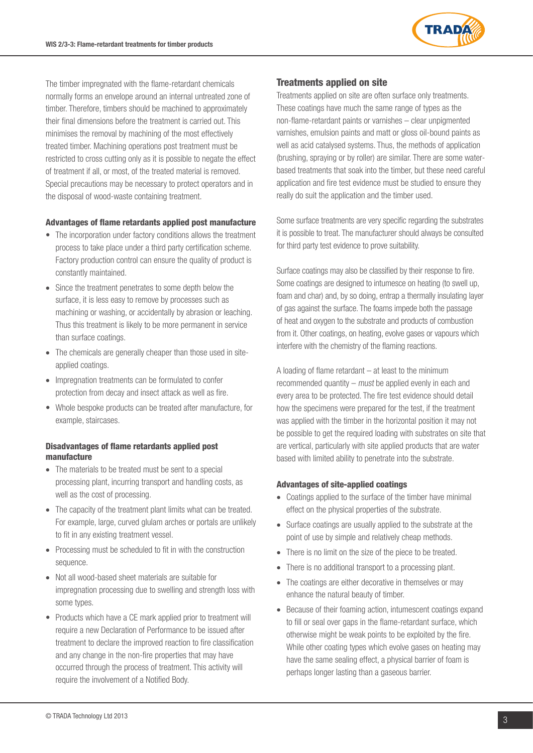The timber impregnated with the flame-retardant chemicals normally forms an envelope around an internal untreated zone of timber. Therefore, timbers should be machined to approximately their final dimensions before the treatment is carried out. This minimises the removal by machining of the most effectively treated timber. Machining operations post treatment must be restricted to cross cutting only as it is possible to negate the effect of treatment if all, or most, of the treated material is removed. Special precautions may be necessary to protect operators and in the disposal of wood-waste containing treatment.

#### Advantages of flame retardants applied post manufacture

- The incorporation under factory conditions allows the treatment process to take place under a third party certification scheme. Factory production control can ensure the quality of product is constantly maintained.
- Since the treatment penetrates to some depth below the surface, it is less easy to remove by processes such as machining or washing, or accidentally by abrasion or leaching. Thus this treatment is likely to be more permanent in service than surface coatings.
- The chemicals are generally cheaper than those used in site-applied coatings.
- Impregnation treatments can be formulated to confer protection from decay and insect attack as well as fire.
- Whole bespoke products can be treated after manufacture, for example, staircases.

#### Disadvantages of flame retardants applied post manufacture

- The materials to be treated must be sent to a special processing plant, incurring transport and handling costs, as well as the cost of processing.
- The capacity of the treatment plant limits what can be treated. For example, large, curved glulam arches or portals are unlikely to fit in any existing treatment vessel.
- Processing must be scheduled to fit in with the construction sequence.
- Not all wood-based sheet materials are suitable for impregnation processing due to swelling and strength loss with some types.
- Products which have a CE mark applied prior to treatment will require a new Declaration of Performance to be issued after treatment to declare the improved reaction to fire classification and any change in the non-fire properties that may have occurred through the process of treatment. This activity will require the involvement of a Notified Body.

### Treatments applied on site

Treatments applied on site are often surface only treatments. These coatings have much the same range of types as the non-flame-retardant paints or varnishes – clear unpigmented varnishes, emulsion paints and matt or gloss oil-bound paints as well as acid catalysed systems. Thus, the methods of application (brushing, spraying or by roller) are similar. There are some water-based treatments that soak into the timber, but these need careful application and fire test evidence must be studied to ensure they really do suit the application and the timber used.

Some surface treatments are very specific regarding the substrates it is possible to treat. The manufacturer should always be consulted for third party test evidence to prove suitability.

Surface coatings may also be classified by their response to fire. Some coatings are designed to intumesce on heating (to swell up, foam and char) and, by so doing, entrap a thermally insulating layer of gas against the surface. The foams impede both the passage of heat and oxygen to the substrate and products of combustion from it. Other coatings, on heating, evolve gases or vapours which interfere with the chemistry of the flaming reactions.

A loading of flame retardant – at least to the minimum recommended quantity – *must* be applied evenly in each and every area to be protected. The fire test evidence should detail how the specimens were prepared for the test, if the treatment was applied with the timber in the horizontal position it may not be possible to get the required loading with substrates on site that are vertical, particularly with site applied products that are water based with limited ability to penetrate into the substrate.

#### Advantages of site-applied coatings

- Coatings applied to the surface of the timber have minimal effect on the physical properties of the substrate.
- Surface coatings are usually applied to the substrate at the point of use by simple and relatively cheap methods.
- There is no limit on the size of the piece to be treated.
- There is no additional transport to a processing plant.
- The coatings are either decorative in themselves or may enhance the natural beauty of timber.
- Because of their foaming action, intumescent coatings expand to fill or seal over gaps in the flame-retardant surface, which otherwise might be weak points to be exploited by the fire. While other coating types which evolve gases on heating may have the same sealing effect, a physical barrier of foam is perhaps longer lasting than a gaseous barrier.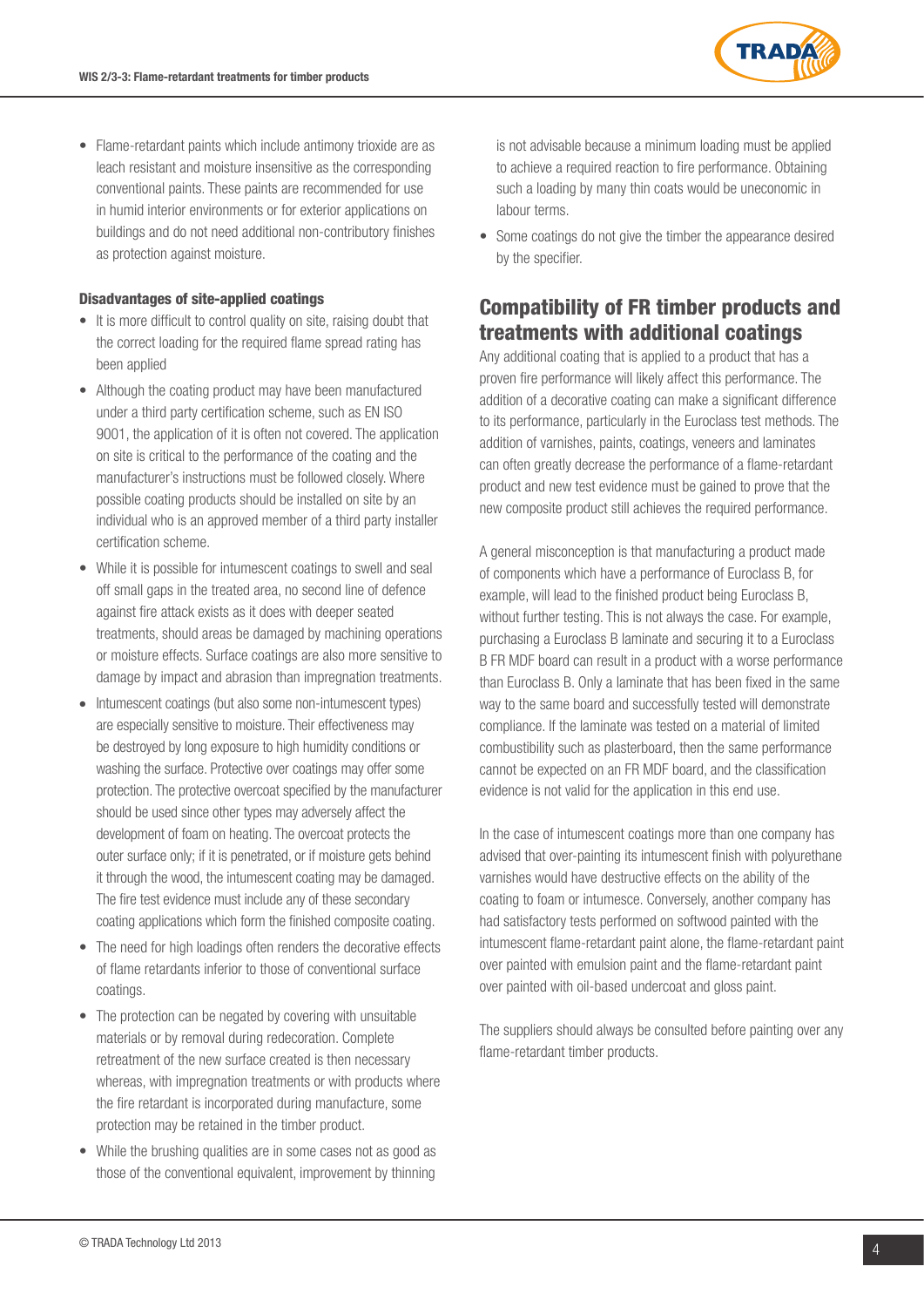- Flame-retardant paints which include antimony trioxide are as leach resistant and moisture insensitive as the corresponding conventional paints. These paints are recommended for use in humid interior environments or for exterior applications on buildings and do not need additional non-contributory finishes as protection against moisture.

### Disadvantages of site-applied coatings

- It is more difficult to control quality on site, raising doubt that the correct loading for the required flame spread rating has been applied
- Although the coating product may have been manufactured under a third party certification scheme, such as EN ISO 9001, the application of it is often not covered. The application on site is critical to the performance of the coating and the manufacturer's instructions must be followed closely. Where possible coating products should be installed on site by an individual who is an approved member of a third party installer certification scheme.
- While it is possible for intumescent coatings to swell and seal off small gaps in the treated area, no second line of defence against fire attack exists as it does with deeper seated treatments, should areas be damaged by machining operations or moisture effects. Surface coatings are also more sensitive to damage by impact and abrasion than impregnation treatments.
- Intumescent coatings (but also some non-intumescent types) are especially sensitive to moisture. Their effectiveness may be destroyed by long exposure to high humidity conditions or washing the surface. Protective over coatings may offer some protection. The protective overcoat specified by the manufacturer should be used since other types may adversely affect the development of foam on heating. The overcoat protects the outer surface only; if it is penetrated, or if moisture gets behind it through the wood, the intumescent coating may be damaged. The fire test evidence must include any of these secondary coating applications which form the finished composite coating.
- The need for high loadings often renders the decorative effects of flame retardants inferior to those of conventional surface coatings.
- The protection can be negated by covering with unsuitable materials or by removal during redecoration. Complete retreatment of the new surface created is then necessary whereas, with impregnation treatments or with products where the fire retardant is incorporated during manufacture, some protection may be retained in the timber product.
- While the brushing qualities are in some cases not as good as those of the conventional equivalent, improvement by thinning is not advisable because a minimum loading must be applied to achieve a required reaction to fire performance. Obtaining such a loading by many thin coats would be uneconomic in labour terms.
- Some coatings do not give the timber the appearance desired by the specifier.

## Compatibility of FR timber products and treatments with additional coatings

Any additional coating that is applied to a product that has a proven fire performance will likely affect this performance. The addition of a decorative coating can make a significant difference to its performance, particularly in the Euroclass test methods. The addition of varnishes, paints, coatings, veneers and laminates can often greatly decrease the performance of a flame-retardant product and new test evidence must be gained to prove that the new composite product still achieves the required performance.

A general misconception is that manufacturing a product made of components which have a performance of Euroclass B, for example, will lead to the finished product being Euroclass B, without further testing. This is not always the case. For example, purchasing a Euroclass B laminate and securing it to a Euroclass B FR MDF board can result in a product with a worse performance than Euroclass B. Only a laminate that has been fixed in the same way to the same board and successfully tested will demonstrate compliance. If the laminate was tested on a material of limited combustibility such as plasterboard, then the same performance cannot be expected on an FR MDF board, and the classification evidence is not valid for the application in this end use.

In the case of intumescent coatings more than one company has advised that over-painting its intumescent finish with polyurethane varnishes would have destructive effects on the ability of the coating to foam or intumesce. Conversely, another company has had satisfactory tests performed on softwood painted with the intumescent flame-retardant paint alone, the flame-retardant paint over painted with emulsion paint and the flame-retardant paint over painted with oil-based undercoat and gloss paint.

The suppliers should always be consulted before painting over any flame-retardant timber products.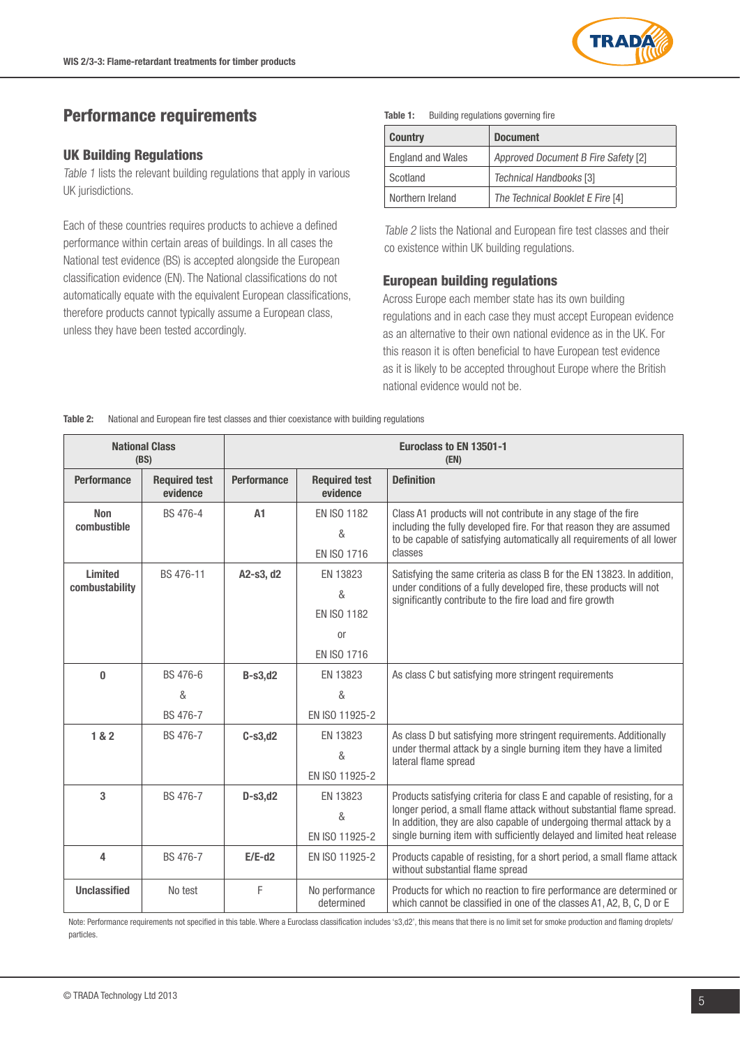## Performance requirements

### UK Building Regulations

*Table 1* lists the relevant building regulations that apply in various UK jurisdictions.

Each of these countries requires products to achieve a defined performance within certain areas of buildings. In all cases the National test evidence (BS) is accepted alongside the European classification evidence (EN). The National classifications do not automatically equate with the equivalent European classifications, therefore products cannot typically assume a European class, unless they have been tested accordingly.

**Table 1:** Building regulations governing fire

| Country | Document |
|---|---|
| England and Wales | *Approved Document B Fire Safety* [2] |
| Scotland | *Technical Handbooks* [3] |
| Northern Ireland | *The Technical Booklet E Fire* [4] |

*Table 2* lists the National and European fire test classes and their co existence within UK building regulations.

### European building regulations

Across Europe each member state has its own building regulations and in each case they must accept European evidence as an alternative to their own national evidence as in the UK. For this reason it is often beneficial to have European test evidence as it is likely to be accepted throughout Europe where the British national evidence would not be.

**Table 2:** National and European fire test classes and thier coexistance with building regulations

| National Class (BS) | | Euroclass to EN 13501-1 (EN) | | |
|---|---|---|---|---|
| **Performance** | **Required test evidence** | **Performance** | **Required test evidence** | **Definition** |
| **Non combustible** | BS 476-4 | **A1** | EN ISO 1182 & EN ISO 1716 | Class A1 products will not contribute in any stage of the fire including the fully developed fire. For that reason they are assumed to be capable of satisfying automatically all requirements of all lower classes |
| **Limited combustability** | BS 476-11 | **A2-s3, d2** | EN 13823 & EN ISO 1182 or EN ISO 1716 | Satisfying the same criteria as class B for the EN 13823. In addition, under conditions of a fully developed fire, these products will not significantly contribute to the fire load and fire growth |
| **0** | BS 476-6 & BS 476-7 | **B-s3,d2** | EN 13823 & EN ISO 11925-2 | As class C but satisfying more stringent requirements |
| **1 & 2** | BS 476-7 | **C-s3,d2** | EN 13823 & EN ISO 11925-2 | As class D but satisfying more stringent requirements. Additionally under thermal attack by a single burning item they have a limited lateral flame spread |
| **3** | BS 476-7 | **D-s3,d2** | EN 13823 & EN ISO 11925-2 | Products satisfying criteria for class E and capable of resisting, for a longer period, a small flame attack without substantial flame spread. In addition, they are also capable of undergoing thermal attack by a single burning item with sufficiently delayed and limited heat release |
| **4** | BS 476-7 | **E/E-d2** | EN ISO 11925-2 | Products capable of resisting, for a short period, a small flame attack without substantial flame spread |
| **Unclassified** | No test | F | No performance determined | Products for which no reaction to fire performance are determined or which cannot be classified in one of the classes A1, A2, B, C, D or E |

Note: Performance requirements not specified in this table. Where a Euroclass classification includes 's3,d2', this means that there is no limit set for smoke production and flaming droplets/particles.

© TRADA Technology Ltd 2013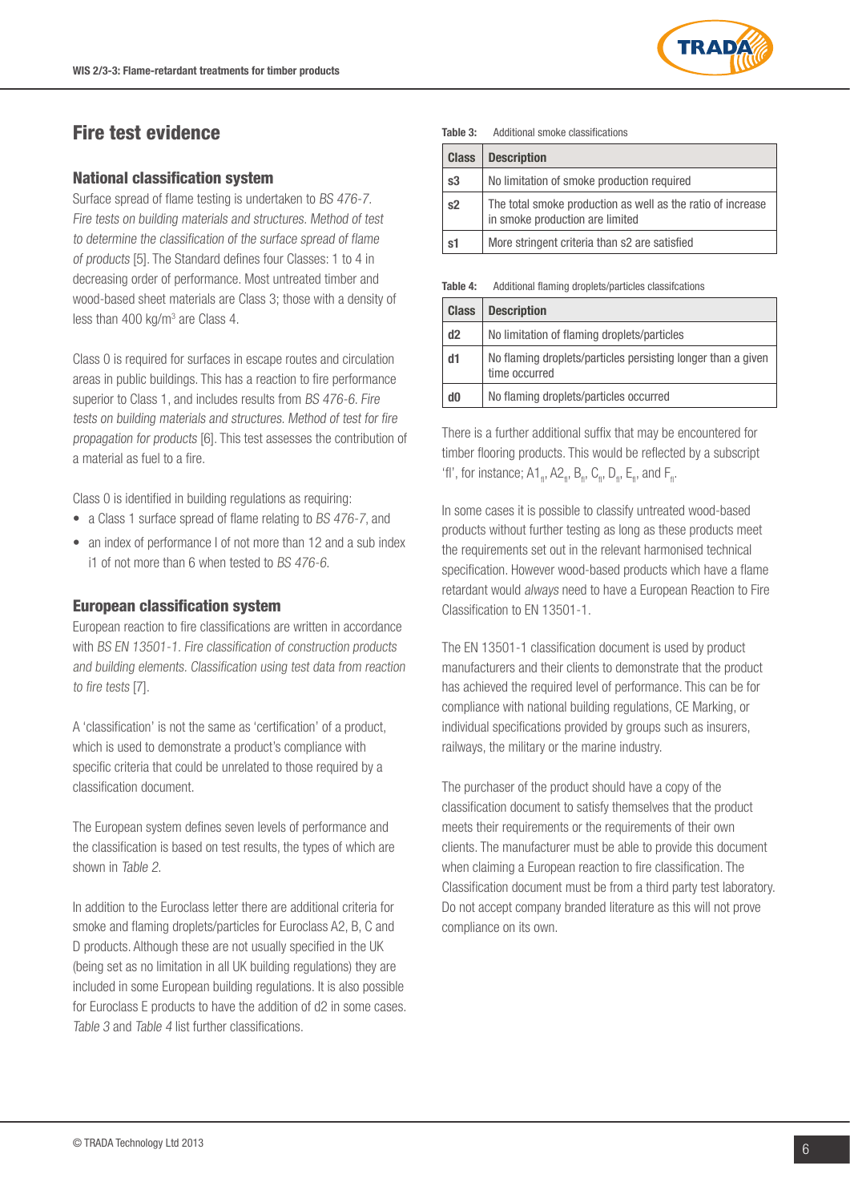## Fire test evidence

### National classification system

Surface spread of flame testing is undertaken to *BS 476-7. Fire tests on building materials and structures. Method of test to determine the classification of the surface spread of flame of products* [5]. The Standard defines four Classes: 1 to 4 in decreasing order of performance. Most untreated timber and wood-based sheet materials are Class 3; those with a density of less than 400 kg/m$^3$ are Class 4.

Class 0 is required for surfaces in escape routes and circulation areas in public buildings. This has a reaction to fire performance superior to Class 1, and includes results from *BS 476-6. Fire tests on building materials and structures. Method of test for fire propagation for products* [6]. This test assesses the contribution of a material as fuel to a fire.

Class 0 is identified in building regulations as requiring:

- a Class 1 surface spread of flame relating to *BS 476-7*, and
- an index of performance I of not more than 12 and a sub index i1 of not more than 6 when tested to *BS 476-6*.

### European classification system

European reaction to fire classifications are written in accordance with *BS EN 13501-1. Fire classification of construction products and building elements. Classification using test data from reaction to fire tests* [7].

A 'classification' is not the same as 'certification' of a product, which is used to demonstrate a product's compliance with specific criteria that could be unrelated to those required by a classification document.

The European system defines seven levels of performance and the classification is based on test results, the types of which are shown in *Table 2*.

In addition to the Euroclass letter there are additional criteria for smoke and flaming droplets/particles for Euroclass A2, B, C and D products. Although these are not usually specified in the UK (being set as no limitation in all UK building regulations) they are included in some European building regulations. It is also possible for Euroclass E products to have the addition of d2 in some cases. *Table 3* and *Table 4* list further classifications.

**Table 3:** Additional smoke classifications

| Class | Description |
|---|---|
| s3 | No limitation of smoke production required |
| s2 | The total smoke production as well as the ratio of increase in smoke production are limited |
| s1 | More stringent criteria than s2 are satisfied |

**Table 4:** Additional flaming droplets/particles classifcations

| Class | Description |
|---|---|
| d2 | No limitation of flaming droplets/particles |
| d1 | No flaming droplets/particles persisting longer than a given time occurred |
| d0 | No flaming droplets/particles occurred |

There is a further additional suffix that may be encountered for timber flooring products. This would be reflected by a subscript 'fl', for instance; $A1_{fl}$, $A2_{fl}$, $B_{fl}$, $C_{fl}$, $D_{fl}$, $E_{fl}$, and $F_{fl}$.

In some cases it is possible to classify untreated wood-based products without further testing as long as these products meet the requirements set out in the relevant harmonised technical specification. However wood-based products which have a flame retardant would *always* need to have a European Reaction to Fire Classification to EN 13501-1.

The EN 13501-1 classification document is used by product manufacturers and their clients to demonstrate that the product has achieved the required level of performance. This can be for compliance with national building regulations, CE Marking, or individual specifications provided by groups such as insurers, railways, the military or the marine industry.

The purchaser of the product should have a copy of the classification document to satisfy themselves that the product meets their requirements or the requirements of their own clients. The manufacturer must be able to provide this document when claiming a European reaction to fire classification. The Classification document must be from a third party test laboratory. Do not accept company branded literature as this will not prove compliance on its own.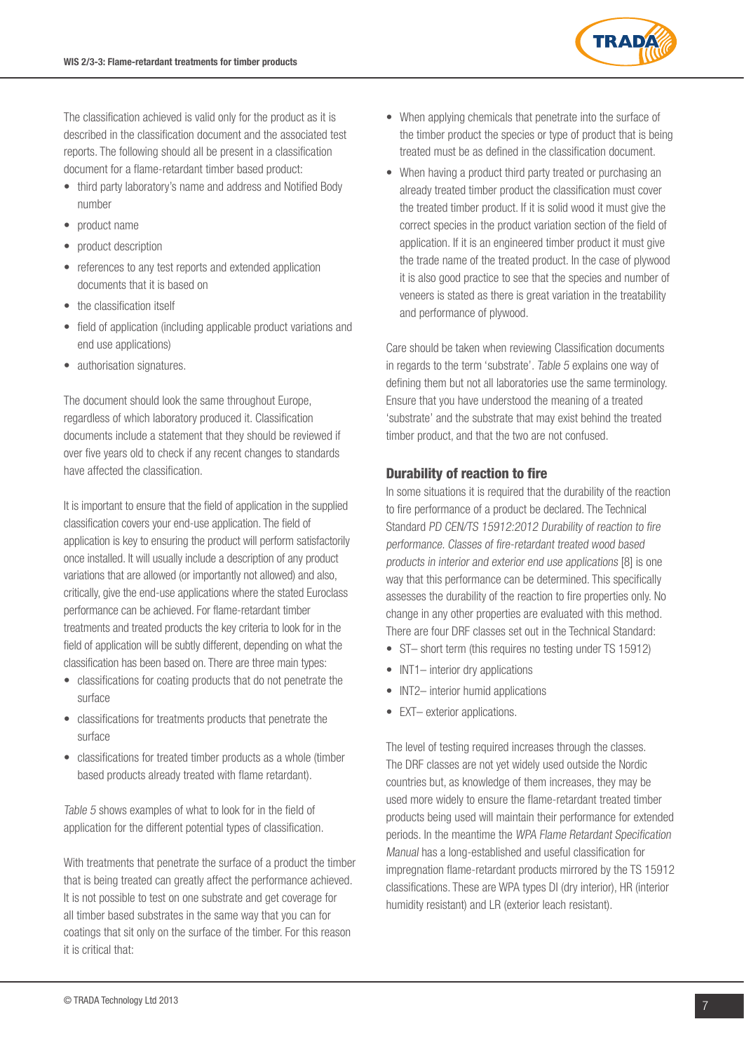The classification achieved is valid only for the product as it is described in the classification document and the associated test reports. The following should all be present in a classification document for a flame-retardant timber based product:

- third party laboratory's name and address and Notified Body number
- product name
- product description
- references to any test reports and extended application documents that it is based on
- the classification itself
- field of application (including applicable product variations and end use applications)
- authorisation signatures.

The document should look the same throughout Europe, regardless of which laboratory produced it. Classification documents include a statement that they should be reviewed if over five years old to check if any recent changes to standards have affected the classification.

It is important to ensure that the field of application in the supplied classification covers your end-use application. The field of application is key to ensuring the product will perform satisfactorily once installed. It will usually include a description of any product variations that are allowed (or importantly not allowed) and also, critically, give the end-use applications where the stated Euroclass performance can be achieved. For flame-retardant timber treatments and treated products the key criteria to look for in the field of application will be subtly different, depending on what the classification has been based on. There are three main types:

- classifications for coating products that do not penetrate the surface
- classifications for treatments products that penetrate the surface
- classifications for treated timber products as a whole (timber based products already treated with flame retardant).

*Table 5* shows examples of what to look for in the field of application for the different potential types of classification.

With treatments that penetrate the surface of a product the timber that is being treated can greatly affect the performance achieved. It is not possible to test on one substrate and get coverage for all timber based substrates in the same way that you can for coatings that sit only on the surface of the timber. For this reason it is critical that:

- When applying chemicals that penetrate into the surface of the timber product the species or type of product that is being treated must be as defined in the classification document.
- When having a product third party treated or purchasing an already treated timber product the classification must cover the treated timber product. If it is solid wood it must give the correct species in the product variation section of the field of application. If it is an engineered timber product it must give the trade name of the treated product. In the case of plywood it is also good practice to see that the species and number of veneers is stated as there is great variation in the treatability and performance of plywood.

Care should be taken when reviewing Classification documents in regards to the term 'substrate'. *Table 5* explains one way of defining them but not all laboratories use the same terminology. Ensure that you have understood the meaning of a treated 'substrate' and the substrate that may exist behind the treated timber product, and that the two are not confused.

## Durability of reaction to fire

In some situations it is required that the durability of the reaction to fire performance of a product be declared. The Technical Standard *PD CEN/TS 15912:2012 Durability of reaction to fire performance. Classes of fire-retardant treated wood based products in interior and exterior end use applications* [8] is one way that this performance can be determined. This specifically assesses the durability of the reaction to fire properties only. No change in any other properties are evaluated with this method. There are four DRF classes set out in the Technical Standard:

- ST– short term (this requires no testing under TS 15912)
- INT1– interior dry applications
- INT2– interior humid applications
- EXT– exterior applications.

The level of testing required increases through the classes. The DRF classes are not yet widely used outside the Nordic countries but, as knowledge of them increases, they may be used more widely to ensure the flame-retardant treated timber products being used will maintain their performance for extended periods. In the meantime the *WPA Flame Retardant Specification Manual* has a long-established and useful classification for impregnation flame-retardant products mirrored by the TS 15912 classifications. These are WPA types DI (dry interior), HR (interior humidity resistant) and LR (exterior leach resistant).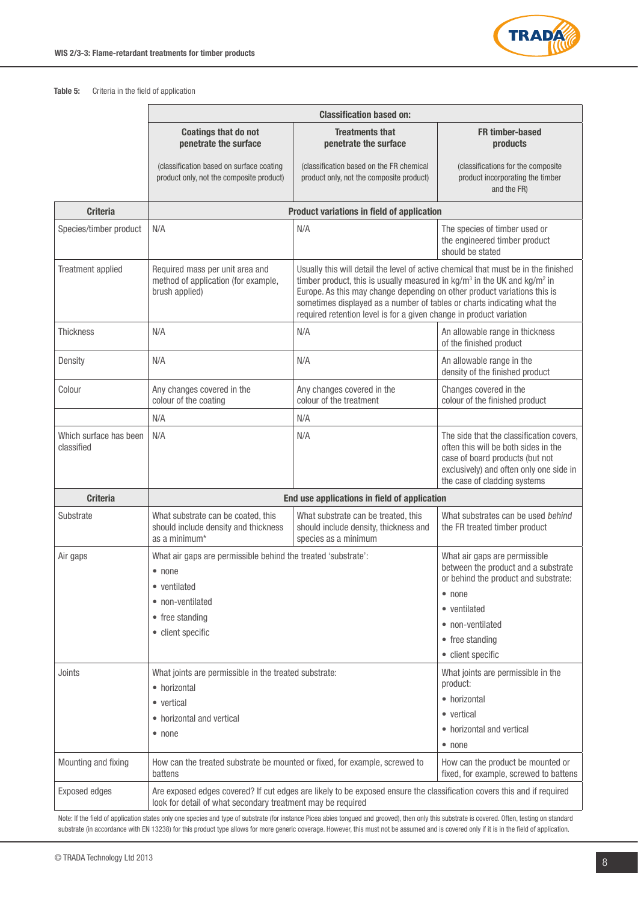**Table 5:** Criteria in the field of application

| | Classification based on: | | |
|---|---|---|---|
| | **Coatings that do not penetrate the surface** (classification based on surface coating product only, not the composite product) | **Treatments that penetrate the surface** (classification based on the FR chemical product only, not the composite product) | **FR timber-based products** (classifications for the composite product incorporating the timber and the FR) |
| **Criteria** | **Product variations in field of application** | | |
| Species/timber product | N/A | N/A | The species of timber used or the engineered timber product should be stated |
| Treatment applied | Required mass per unit area and method of application (for example, brush applied) | Usually this will detail the level of active chemical that must be in the finished timber product, this is usually measured in $kg/m^3$ in the UK and $kg/m^2$ in Europe. As this may change depending on other product variations this is sometimes displayed as a number of tables or charts indicating what the required retention level is for a given change in product variation | |
| Thickness | N/A | N/A | An allowable range in thickness of the finished product |
| Density | N/A | N/A | An allowable range in the density of the finished product |
| Colour | Any changes covered in the colour of the coating | Any changes covered in the colour of the treatment | Changes covered in the colour of the finished product |
| | N/A | N/A | |
| Which surface has been classified | N/A | N/A | The side that the classification covers, often this will be both sides in the case of board products (but not exclusively) and often only one side in the case of cladding systems |
| **Criteria** | **End use applications in field of application** | | |
| Substrate | What substrate can be coated, this should include density and thickness as a minimum* | What substrate can be treated, this should include density, thickness and species as a minimum | What substrates can be used *behind* the FR treated timber product |
| Air gaps | What air gaps are permissible behind the treated 'substrate': • none • ventilated • non-ventilated • free standing • client specific | | What air gaps are permissible between the product and a substrate or behind the product and substrate: • none • ventilated • non-ventilated • free standing • client specific |
| Joints | What joints are permissible in the treated substrate: • horizontal • vertical • horizontal and vertical • none | | What joints are permissible in the product: • horizontal • vertical • horizontal and vertical • none |
| Mounting and fixing | How can the treated substrate be mounted or fixed, for example, screwed to battens | | How can the product be mounted or fixed, for example, screwed to battens |
| Exposed edges | Are exposed edges covered? If cut edges are likely to be exposed ensure the classification covers this and if required look for detail of what secondary treatment may be required | | |

Note: If the field of application states only one species and type of substrate (for instance Picea abies tongued and grooved), then only this substrate is covered. Often, testing on standard substrate (in accordance with EN 13238) for this product type allows for more generic coverage. However, this must not be assumed and is covered only if it is in the field of application.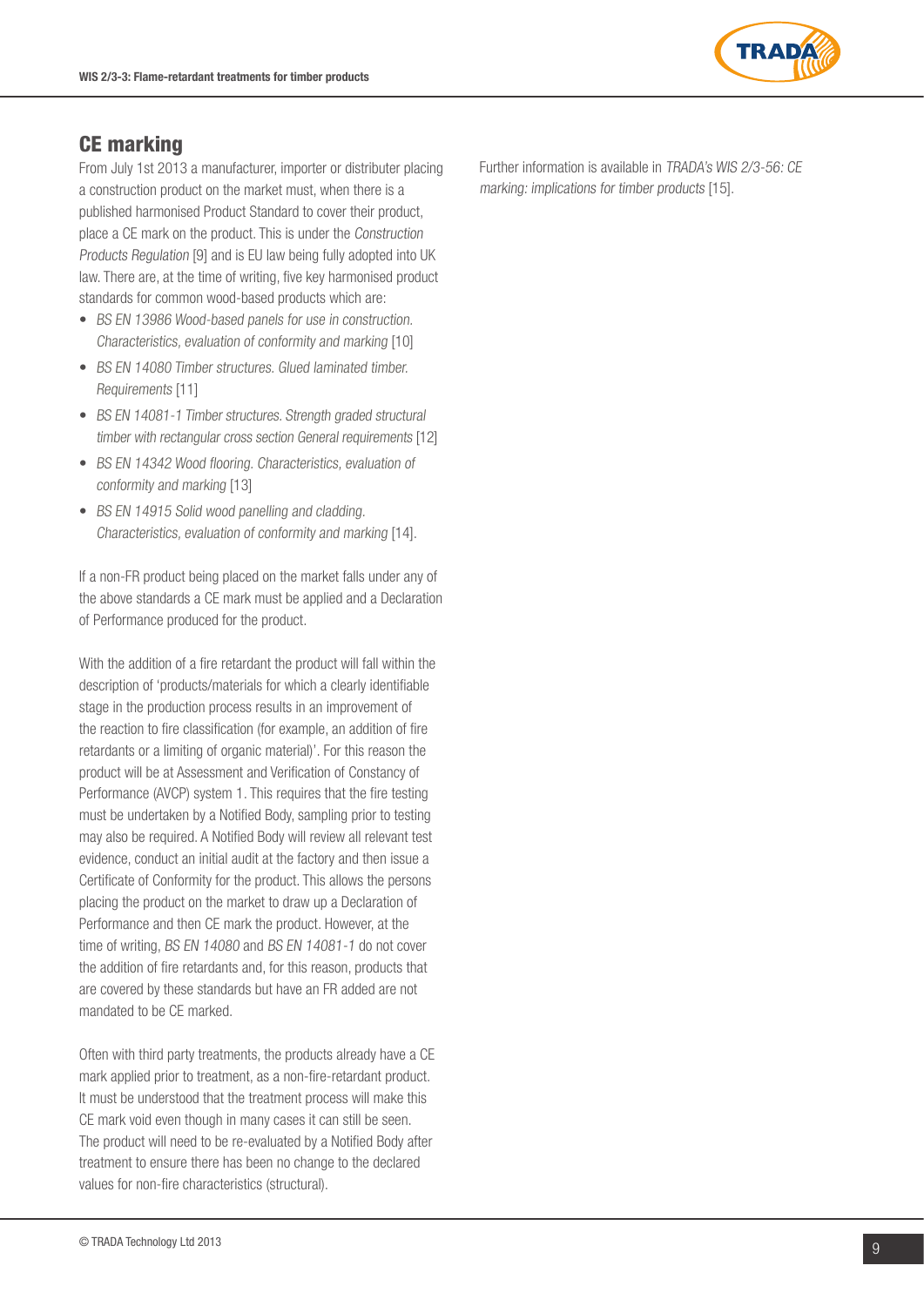## CE marking

From July 1st 2013 a manufacturer, importer or distributer placing a construction product on the market must, when there is a published harmonised Product Standard to cover their product, place a CE mark on the product. This is under the *Construction Products Regulation* [9] and is EU law being fully adopted into UK law. There are, at the time of writing, five key harmonised product standards for common wood-based products which are:

- *BS EN 13986 Wood-based panels for use in construction. Characteristics, evaluation of conformity and marking* [10]
- *BS EN 14080 Timber structures. Glued laminated timber. Requirements* [11]
- *BS EN 14081-1 Timber structures. Strength graded structural timber with rectangular cross section General requirements* [12]
- *BS EN 14342 Wood flooring. Characteristics, evaluation of conformity and marking* [13]
- *BS EN 14915 Solid wood panelling and cladding. Characteristics, evaluation of conformity and marking* [14].

If a non-FR product being placed on the market falls under any of the above standards a CE mark must be applied and a Declaration of Performance produced for the product.

With the addition of a fire retardant the product will fall within the description of 'products/materials for which a clearly identifiable stage in the production process results in an improvement of the reaction to fire classification (for example, an addition of fire retardants or a limiting of organic material)'. For this reason the product will be at Assessment and Verification of Constancy of Performance (AVCP) system 1. This requires that the fire testing must be undertaken by a Notified Body, sampling prior to testing may also be required. A Notified Body will review all relevant test evidence, conduct an initial audit at the factory and then issue a Certificate of Conformity for the product. This allows the persons placing the product on the market to draw up a Declaration of Performance and then CE mark the product. However, at the time of writing, *BS EN 14080* and *BS EN 14081-1* do not cover the addition of fire retardants and, for this reason, products that are covered by these standards but have an FR added are not mandated to be CE marked.

Often with third party treatments, the products already have a CE mark applied prior to treatment, as a non-fire-retardant product. It must be understood that the treatment process will make this CE mark void even though in many cases it can still be seen. The product will need to be re-evaluated by a Notified Body after treatment to ensure there has been no change to the declared values for non-fire characteristics (structural).

Further information is available in *TRADA's WIS 2/3-56: CE marking: implications for timber products* [15].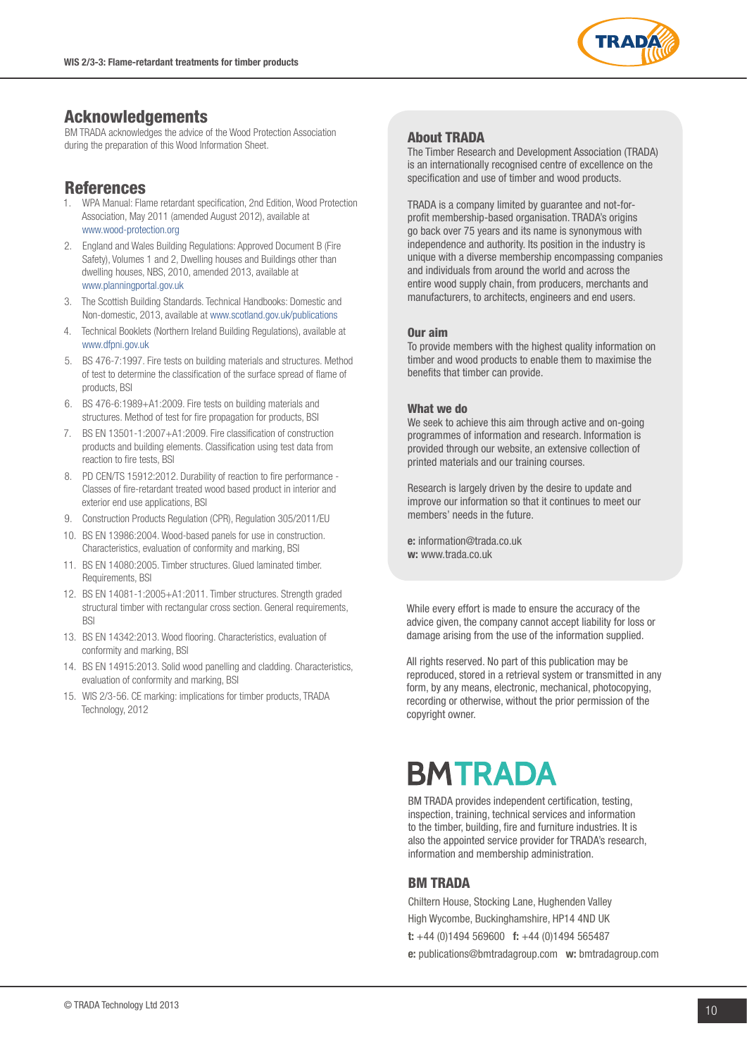## Acknowledgements

BM TRADA acknowledges the advice of the Wood Protection Association during the preparation of this Wood Information Sheet.

## References

1. WPA Manual: Flame retardant specification, 2nd Edition, Wood Protection Association, May 2011 (amended August 2012), available at www.wood-protection.org
2. England and Wales Building Regulations: Approved Document B (Fire Safety), Volumes 1 and 2, Dwelling houses and Buildings other than dwelling houses, NBS, 2010, amended 2013, available at www.planningportal.gov.uk
3. The Scottish Building Standards. Technical Handbooks: Domestic and Non-domestic, 2013, available at www.scotland.gov.uk/publications
4. Technical Booklets (Northern Ireland Building Regulations), available at www.dfpni.gov.uk
5. BS 476-7:1997. Fire tests on building materials and structures. Method of test to determine the classification of the surface spread of flame of products, BSI
6. BS 476-6:1989+A1:2009. Fire tests on building materials and structures. Method of test for fire propagation for products, BSI
7. BS EN 13501-1:2007+A1:2009. Fire classification of construction products and building elements. Classification using test data from reaction to fire tests, BSI
8. PD CEN/TS 15912:2012. Durability of reaction to fire performance - Classes of fire-retardant treated wood based product in interior and exterior end use applications, BSI
9. Construction Products Regulation (CPR), Regulation 305/2011/EU
10. BS EN 13986:2004. Wood-based panels for use in construction. Characteristics, evaluation of conformity and marking, BSI
11. BS EN 14080:2005. Timber structures. Glued laminated timber. Requirements, BSI
12. BS EN 14081-1:2005+A1:2011. Timber structures. Strength graded structural timber with rectangular cross section. General requirements, BSI
13. BS EN 14342:2013. Wood flooring. Characteristics, evaluation of conformity and marking, BSI
14. BS EN 14915:2013. Solid wood panelling and cladding. Characteristics, evaluation of conformity and marking, BSI
15. WIS 2/3-56. CE marking: implications for timber products, TRADA Technology, 2012

### About TRADA

The Timber Research and Development Association (TRADA) is an internationally recognised centre of excellence on the specification and use of timber and wood products.

TRADA is a company limited by guarantee and not-for-profit membership-based organisation. TRADA's origins go back over 75 years and its name is synonymous with independence and authority. Its position in the industry is unique with a diverse membership encompassing companies and individuals from around the world and across the entire wood supply chain, from producers, merchants and manufacturers, to architects, engineers and end users.

### Our aim

To provide members with the highest quality information on timber and wood products to enable them to maximise the benefits that timber can provide.

### What we do

We seek to achieve this aim through active and on-going programmes of information and research. Information is provided through our website, an extensive collection of printed materials and our training courses.

Research is largely driven by the desire to update and improve our information so that it continues to meet our members' needs in the future.

**e:** information@trada.co.uk
**w:** www.trada.co.uk

While every effort is made to ensure the accuracy of the advice given, the company cannot accept liability for loss or damage arising from the use of the information supplied.

All rights reserved. No part of this publication may be reproduced, stored in a retrieval system or transmitted in any form, by any means, electronic, mechanical, photocopying, recording or otherwise, without the prior permission of the copyright owner.

# BMTRADA

BM TRADA provides independent certification, testing, inspection, training, technical services and information to the timber, building, fire and furniture industries. It is also the appointed service provider for TRADA's research, information and membership administration.

### BM TRADA

Chiltern House, Stocking Lane, Hughenden Valley
High Wycombe, Buckinghamshire, HP14 4ND UK
**t:** +44 (0)1494 569600 **f:** +44 (0)1494 565487
**e:** publications@bmtradagroup.com **w:** bmtradagroup.com

© TRADA Technology Ltd 2013